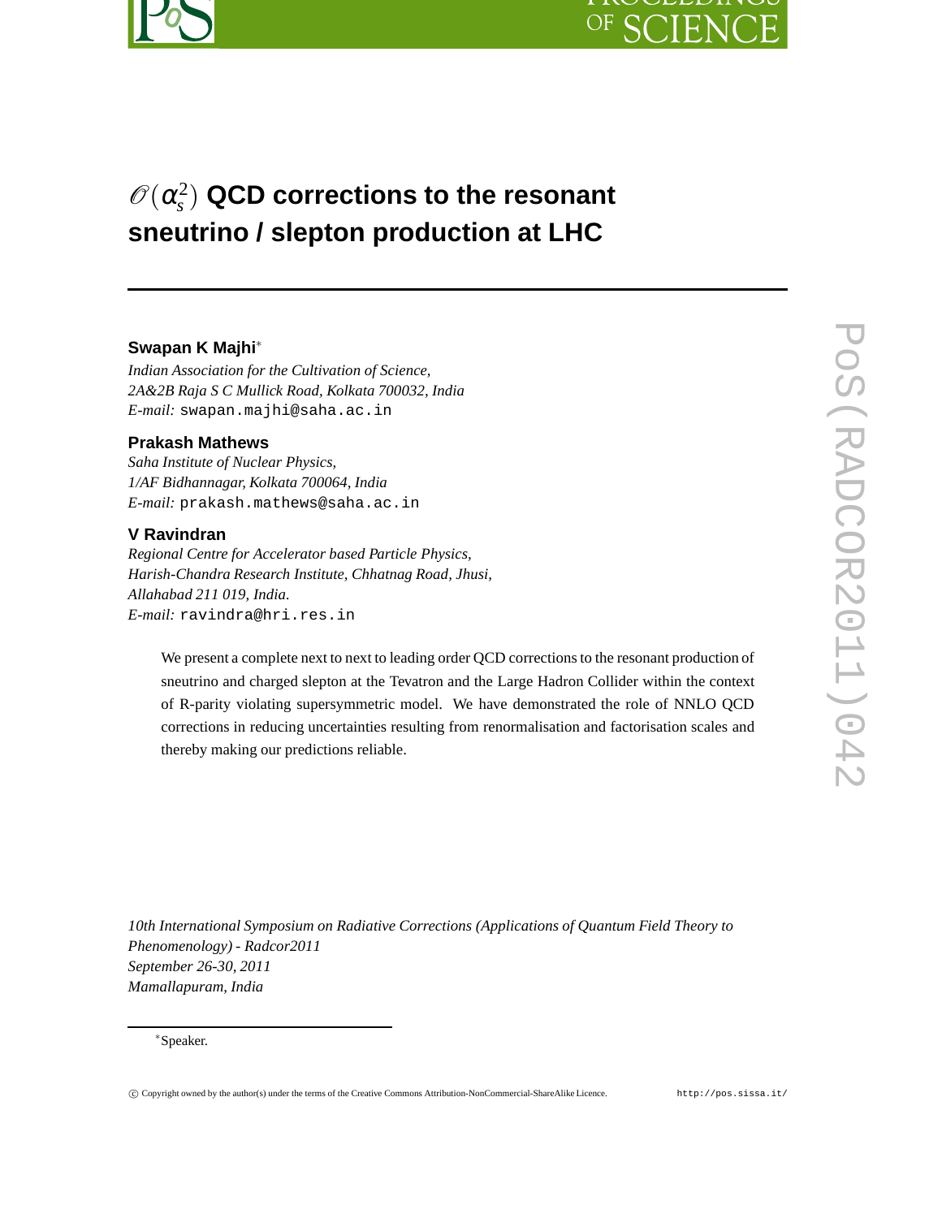# $\mathscr{O}(\alpha_s^2)$ QCD corrections to the resonant sneutrino / slepton production at LHC

**Swapan K Majhi**[*]

*Indian Association for the Cultivation of Science,*
*2A&2B Raja S C Mullick Road, Kolkata 700032, India*
*E-mail:* swapan.majhi@saha.ac.in

**Prakash Mathews**

*Saha Institute of Nuclear Physics,*
*1/AF Bidhannagar, Kolkata 700064, India*
*E-mail:* prakash.mathews@saha.ac.in

**V Ravindran**

*Regional Centre for Accelerator based Particle Physics,*
*Harish-Chandra Research Institute, Chhatnag Road, Jhusi,*
*Allahabad 211 019, India.*
*E-mail:* ravindra@hri.res.in

We present a complete next to next to leading order QCD corrections to the resonant production of sneutrino and charged slepton at the Tevatron and the Large Hadron Collider within the context of R-parity violating supersymmetric model. We have demonstrated the role of NNLO QCD corrections in reducing uncertainties resulting from renormalisation and factorisation scales and thereby making our predictions reliable.

*10th International Symposium on Radiative Corrections (Applications of Quantum Field Theory to Phenomenology) - Radcor2011*
*September 26-30, 2011*
*Mamallapuram, India*

[*]Speaker.

© Copyright owned by the author(s) under the terms of the Creative Commons Attribution-NonCommercial-ShareAlike Licence. http://pos.sissa.it/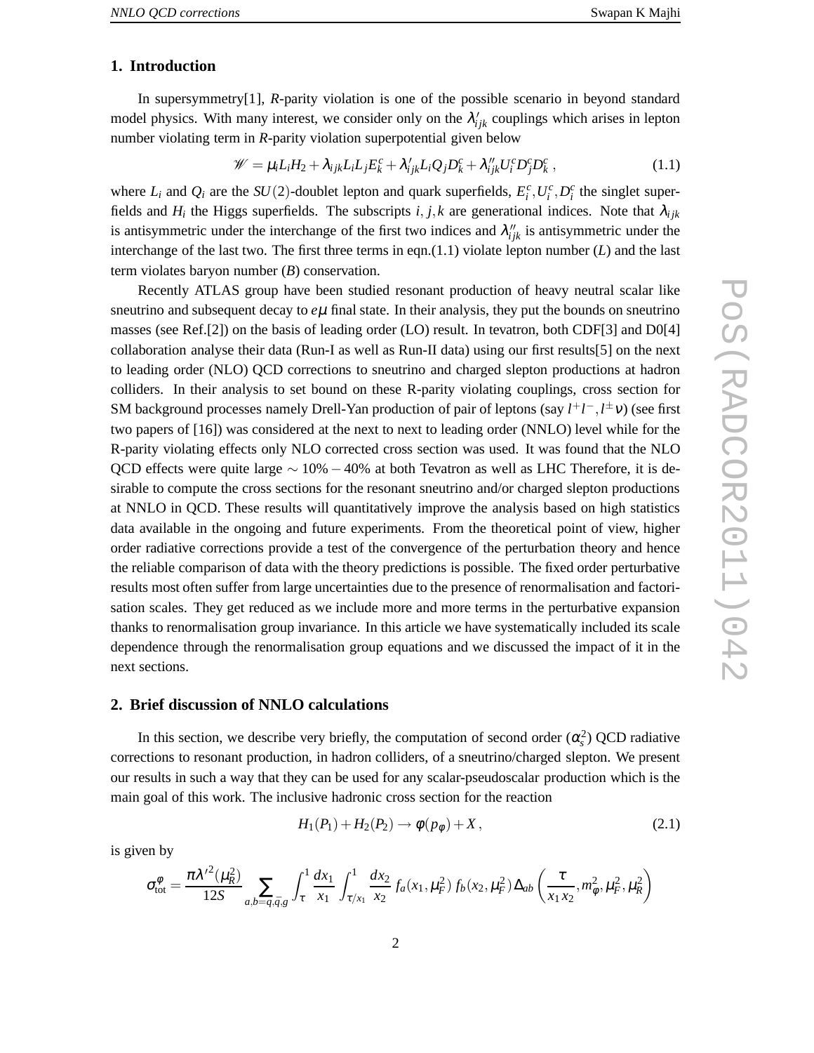## 1. Introduction

In supersymmetry[1], *R*-parity violation is one of the possible scenario in beyond standard model physics. With many interest, we consider only on the $\lambda'_{ijk}$ couplings which arises in lepton number violating term in *R*-parity violation superpotential given below

$$\mathscr{W} = \mu_i L_i H_2 + \lambda_{ijk} L_i L_j E_k^c + \lambda'_{ijk} L_i Q_j D_k^c + \lambda''_{ijk} U_i^c D_j^c D_k^c \,, \tag{1.1}$$

where $L_i$ and $Q_i$ are the $SU(2)$-doublet lepton and quark superfields, $E_i^c, U_i^c, D_i^c$ the singlet superfields and $H_i$ the Higgs superfields. The subscripts $i, j, k$ are generational indices. Note that $\lambda_{ijk}$ is antisymmetric under the interchange of the first two indices and $\lambda''_{ijk}$ is antisymmetric under the interchange of the last two. The first three terms in eqn.(1.1) violate lepton number ($L$) and the last term violates baryon number ($B$) conservation.

Recently ATLAS group have been studied resonant production of heavy neutral scalar like sneutrino and subsequent decay to $e\mu$ final state. In their analysis, they put the bounds on sneutrino masses (see Ref.[2]) on the basis of leading order (LO) result. In tevatron, both CDF[3] and D0[4] collaboration analyse their data (Run-I as well as Run-II data) using our first results[5] on the next to leading order (NLO) QCD corrections to sneutrino and charged slepton productions at hadron colliders. In their analysis to set bound on these R-parity violating couplings, cross section for SM background processes namely Drell-Yan production of pair of leptons (say $l^+l^-, l^\pm\nu$) (see first two papers of [16]) was considered at the next to next to leading order (NNLO) level while for the R-parity violating effects only NLO corrected cross section was used. It was found that the NLO QCD effects were quite large $\sim 10\% - 40\%$ at both Tevatron as well as LHC Therefore, it is desirable to compute the cross sections for the resonant sneutrino and/or charged slepton productions at NNLO in QCD. These results will quantitatively improve the analysis based on high statistics data available in the ongoing and future experiments. From the theoretical point of view, higher order radiative corrections provide a test of the convergence of the perturbation theory and hence the reliable comparison of data with the theory predictions is possible. The fixed order perturbative results most often suffer from large uncertainties due to the presence of renormalisation and factorisation scales. They get reduced as we include more and more terms in the perturbative expansion thanks to renormalisation group invariance. In this article we have systematically included its scale dependence through the renormalisation group equations and we discussed the impact of it in the next sections.

## 2. Brief discussion of NNLO calculations

In this section, we describe very briefly, the computation of second order ($\alpha_s^2$) QCD radiative corrections to resonant production, in hadron colliders, of a sneutrino/charged slepton. We present our results in such a way that they can be used for any scalar-pseudoscalar production which is the main goal of this work. The inclusive hadronic cross section for the reaction

$$H_1(P_1) + H_2(P_2) \rightarrow \phi(p_\phi) + X \,, \tag{2.1}$$

is given by

$$\sigma_{\rm tot}^{\phi} = \frac{\pi {\lambda'}^2(\mu_R^2)}{12S} \sum_{a,b=q,\bar{q},g} \int_{\tau}^{1} \frac{dx_1}{x_1} \int_{\tau/x_1}^{1} \frac{dx_2}{x_2} \, f_a(x_1,\mu_F^2)\, f_b(x_2,\mu_F^2)\, \Delta_{ab}\left(\frac{\tau}{x_1 x_2}, m_\phi^2, \mu_F^2, \mu_R^2\right)$$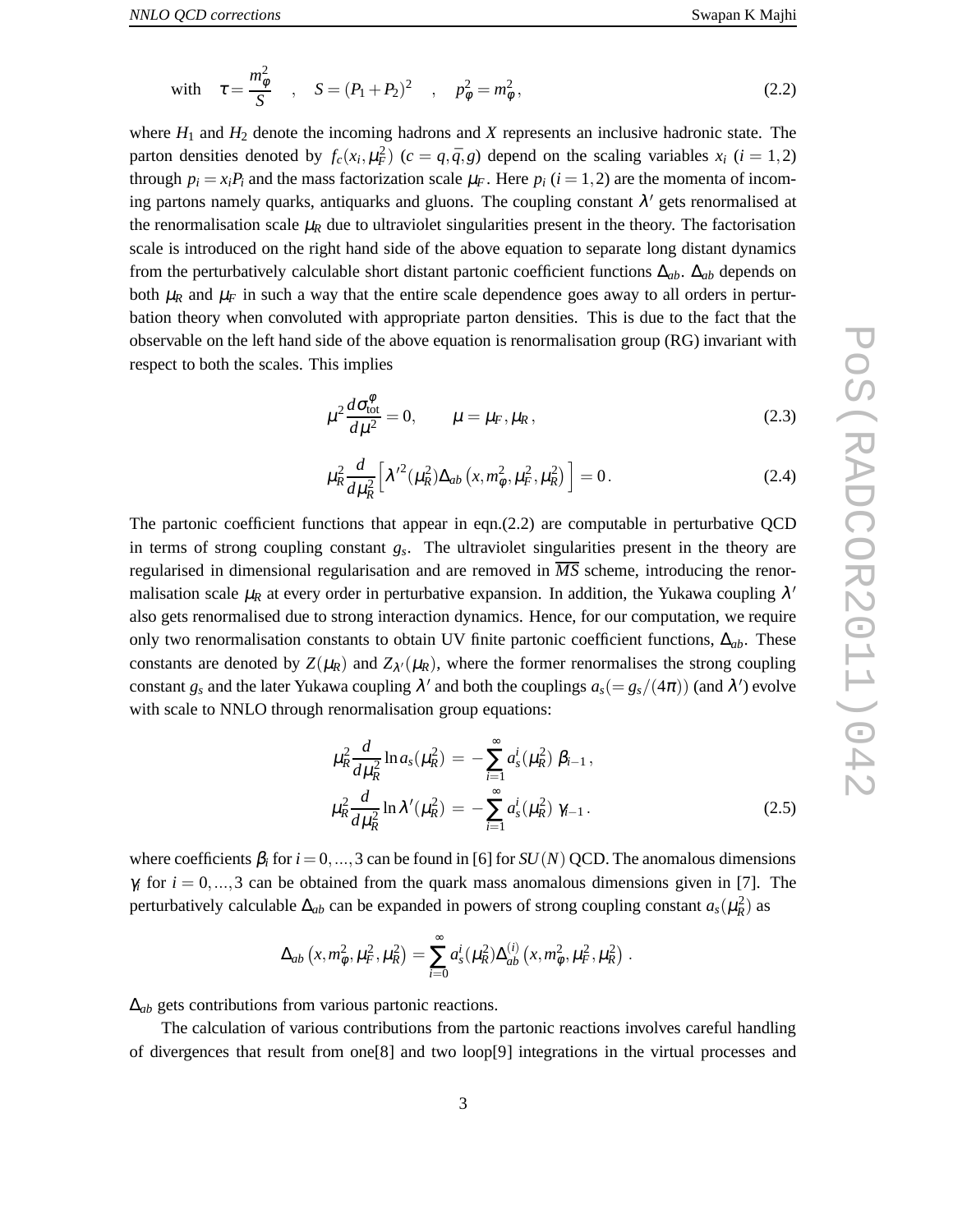$$\text{with} \quad \tau = \frac{m_\phi^2}{S} \quad , \quad S = (P_1 + P_2)^2 \quad , \quad p_\phi^2 = m_\phi^2 , \tag{2.2}$$

where $H_1$ and $H_2$ denote the incoming hadrons and $X$ represents an inclusive hadronic state. The parton densities denoted by $f_c(x_i, \mu_F^2)$ ($c = q, \bar{q}, g$) depend on the scaling variables $x_i$ ($i = 1, 2$) through $p_i = x_i P_i$ and the mass factorization scale $\mu_F$. Here $p_i$ ($i = 1, 2$) are the momenta of incoming partons namely quarks, antiquarks and gluons. The coupling constant $\lambda'$ gets renormalised at the renormalisation scale $\mu_R$ due to ultraviolet singularities present in the theory. The factorisation scale is introduced on the right hand side of the above equation to separate long distant dynamics from the perturbatively calculable short distant partonic coefficient functions $\Delta_{ab}$. $\Delta_{ab}$ depends on both $\mu_R$ and $\mu_F$ in such a way that the entire scale dependence goes away to all orders in perturbation theory when convoluted with appropriate parton densities. This is due to the fact that the observable on the left hand side of the above equation is renormalisation group (RG) invariant with respect to both the scales. This implies

$$\mu^2 \frac{d\sigma_{\text{tot}}^{\phi}}{d\mu^2} = 0, \qquad \mu = \mu_F, \mu_R , \tag{2.3}$$

$$\mu_R^2 \frac{d}{d\mu_R^2} \Big[ \lambda'^2(\mu_R^2) \Delta_{ab}\left(x, m_\phi^2, \mu_F^2, \mu_R^2\right) \Big] = 0 . \tag{2.4}$$

The partonic coefficient functions that appear in eqn.(2.2) are computable in perturbative QCD in terms of strong coupling constant $g_s$. The ultraviolet singularities present in the theory are regularised in dimensional regularisation and are removed in $\overline{MS}$ scheme, introducing the renormalisation scale $\mu_R$ at every order in perturbative expansion. In addition, the Yukawa coupling $\lambda'$ also gets renormalised due to strong interaction dynamics. Hence, for our computation, we require only two renormalisation constants to obtain UV finite partonic coefficient functions, $\Delta_{ab}$. These constants are denoted by $Z(\mu_R)$ and $Z_{\lambda'}(\mu_R)$, where the former renormalises the strong coupling constant $g_s$ and the later Yukawa coupling $\lambda'$ and both the couplings $a_s (= g_s/(4\pi))$ (and $\lambda'$) evolve with scale to NNLO through renormalisation group equations:

$$\begin{aligned}
\mu_R^2 \frac{d}{d\mu_R^2} \ln a_s(\mu_R^2) &= -\sum_{i=1}^{\infty} a_s^i(\mu_R^2)\, \beta_{i-1} , \\
\mu_R^2 \frac{d}{d\mu_R^2} \ln \lambda'(\mu_R^2) &= -\sum_{i=1}^{\infty} a_s^i(\mu_R^2)\, \gamma_{i-1} .
\end{aligned} \tag{2.5}$$

where coefficients $\beta_i$ for $i = 0, ..., 3$ can be found in [6] for $SU(N)$ QCD. The anomalous dimensions $\gamma_i$ for $i = 0, ..., 3$ can be obtained from the quark mass anomalous dimensions given in [7]. The perturbatively calculable $\Delta_{ab}$ can be expanded in powers of strong coupling constant $a_s(\mu_R^2)$ as

$$\Delta_{ab}\left(x, m_\phi^2, \mu_F^2, \mu_R^2\right) = \sum_{i=0}^{\infty} a_s^i(\mu_R^2) \Delta_{ab}^{(i)}\left(x, m_\phi^2, \mu_F^2, \mu_R^2\right) .$$

$\Delta_{ab}$ gets contributions from various partonic reactions.

The calculation of various contributions from the partonic reactions involves careful handling of divergences that result from one[8] and two loop[9] integrations in the virtual processes and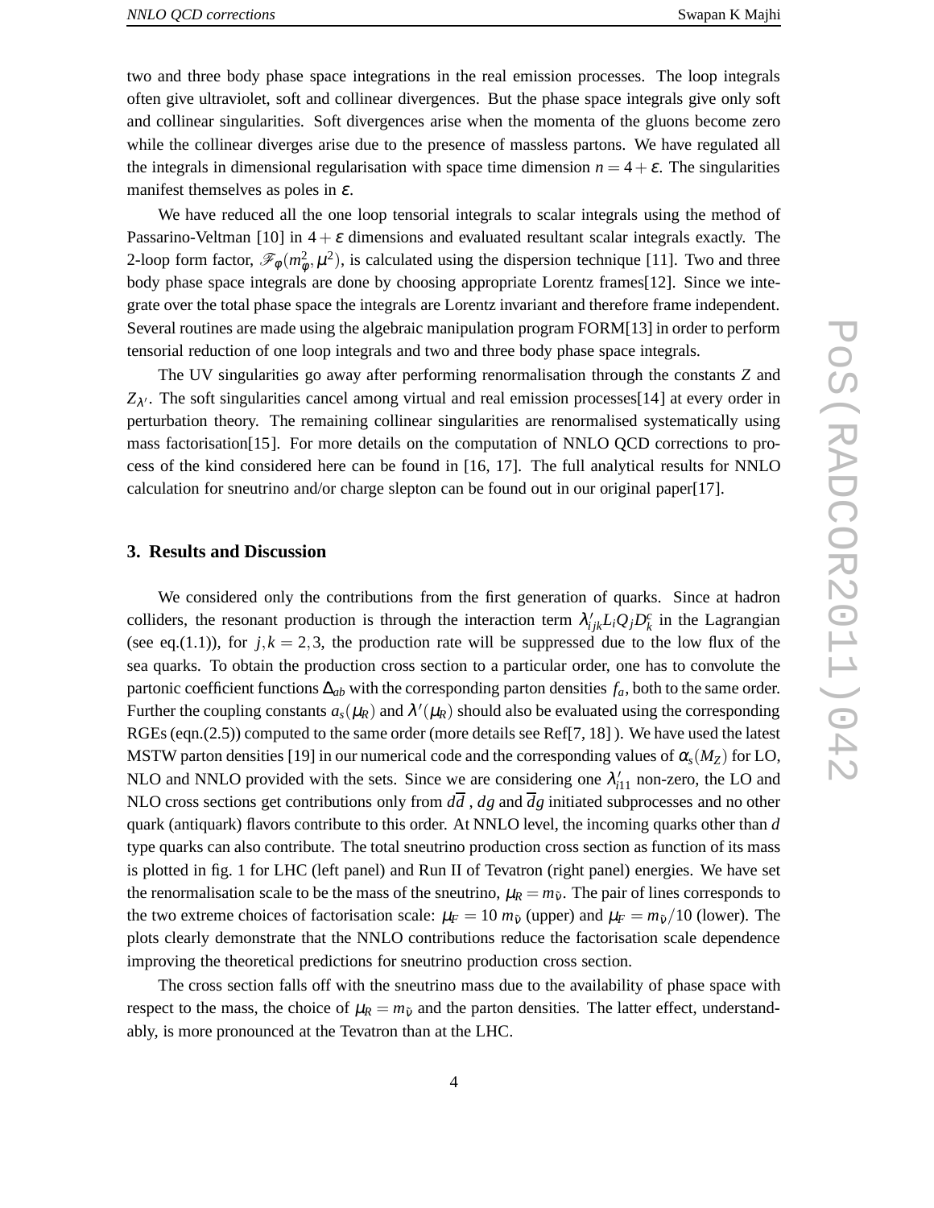two and three body phase space integrations in the real emission processes. The loop integrals often give ultraviolet, soft and collinear divergences. But the phase space integrals give only soft and collinear singularities. Soft divergences arise when the momenta of the gluons become zero while the collinear diverges arise due to the presence of massless partons. We have regulated all the integrals in dimensional regularisation with space time dimension $n = 4 + \varepsilon$. The singularities manifest themselves as poles in $\varepsilon$.

We have reduced all the one loop tensorial integrals to scalar integrals using the method of Passarino-Veltman [10] in $4+\varepsilon$ dimensions and evaluated resultant scalar integrals exactly. The 2-loop form factor, $\mathscr{F}_\varphi(m_\varphi^2, \mu^2)$, is calculated using the dispersion technique [11]. Two and three body phase space integrals are done by choosing appropriate Lorentz frames[12]. Since we integrate over the total phase space the integrals are Lorentz invariant and therefore frame independent. Several routines are made using the algebraic manipulation program FORM[13] in order to perform tensorial reduction of one loop integrals and two and three body phase space integrals.

The UV singularities go away after performing renormalisation through the constants $Z$ and $Z_{\lambda'}$. The soft singularities cancel among virtual and real emission processes[14] at every order in perturbation theory. The remaining collinear singularities are renormalised systematically using mass factorisation[15]. For more details on the computation of NNLO QCD corrections to process of the kind considered here can be found in [16, 17]. The full analytical results for NNLO calculation for sneutrino and/or charge slepton can be found out in our original paper[17].

## 3. Results and Discussion

We considered only the contributions from the first generation of quarks. Since at hadron colliders, the resonant production is through the interaction term $\lambda'_{ijk} L_i Q_j D_k^c$ in the Lagrangian (see eq.(1.1)), for $j,k = 2,3$, the production rate will be suppressed due to the low flux of the sea quarks. To obtain the production cross section to a particular order, one has to convolute the partonic coefficient functions $\Delta_{ab}$ with the corresponding parton densities $f_a$, both to the same order. Further the coupling constants $a_s(\mu_R)$ and $\lambda'(\mu_R)$ should also be evaluated using the corresponding RGEs (eqn.(2.5)) computed to the same order (more details see Ref[7, 18] ). We have used the latest MSTW parton densities [19] in our numerical code and the corresponding values of $\alpha_s(M_Z)$ for LO, NLO and NNLO provided with the sets. Since we are considering one $\lambda'_{i11}$ non-zero, the LO and NLO cross sections get contributions only from $d\overline{d}$ , $dg$ and $\overline{d}g$ initiated subprocesses and no other quark (antiquark) flavors contribute to this order. At NNLO level, the incoming quarks other than $d$ type quarks can also contribute. The total sneutrino production cross section as function of its mass is plotted in fig. 1 for LHC (left panel) and Run II of Tevatron (right panel) energies. We have set the renormalisation scale to be the mass of the sneutrino, $\mu_R = m_{\tilde{\nu}}$. The pair of lines corresponds to the two extreme choices of factorisation scale: $\mu_F = 10\ m_{\tilde{\nu}}$ (upper) and $\mu_F = m_{\tilde{\nu}}/10$ (lower). The plots clearly demonstrate that the NNLO contributions reduce the factorisation scale dependence improving the theoretical predictions for sneutrino production cross section.

The cross section falls off with the sneutrino mass due to the availability of phase space with respect to the mass, the choice of $\mu_R = m_{\tilde{\nu}}$ and the parton densities. The latter effect, understandably, is more pronounced at the Tevatron than at the LHC.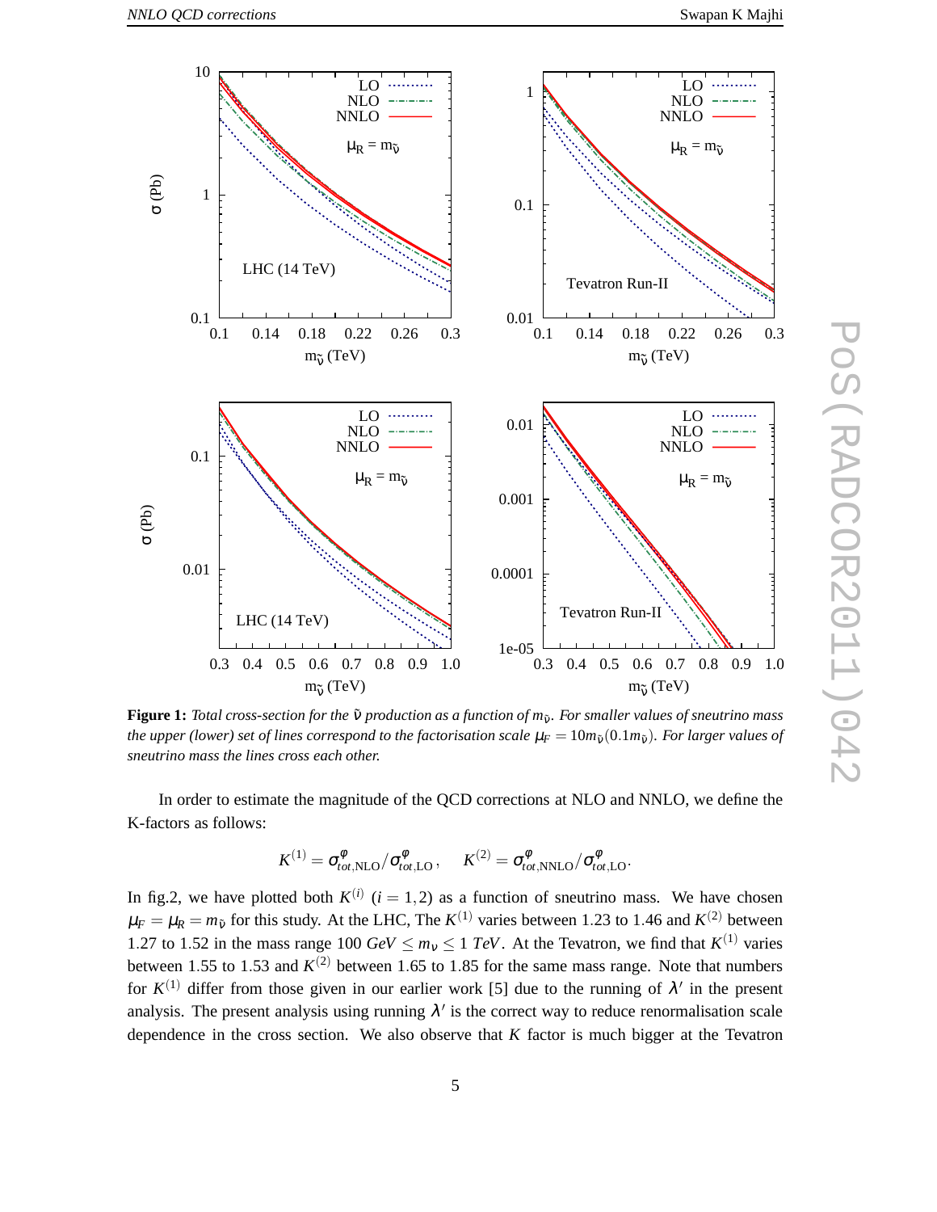**Figure 1:** *Total cross-section for the* $\tilde{\nu}$ *production as a function of* $m_{\tilde{\nu}}$. *For smaller values of sneutrino mass the upper (lower) set of lines correspond to the factorisation scale* $\mu_F = 10m_{\tilde{\nu}}(0.1m_{\tilde{\nu}})$. *For larger values of sneutrino mass the lines cross each other.*

In order to estimate the magnitude of the QCD corrections at NLO and NNLO, we define the K-factors as follows:

$$K^{(1)} = \sigma^{\varphi}_{tot,\text{NLO}} / \sigma^{\varphi}_{tot,\text{LO}}\,, \qquad K^{(2)} = \sigma^{\varphi}_{tot,\text{NNLO}} / \sigma^{\varphi}_{tot,\text{LO}}.$$

In fig.2, we have plotted both $K^{(i)}$ $(i = 1,2)$ as a function of sneutrino mass. We have chosen $\mu_F = \mu_R = m_{\tilde{\nu}}$ for this study. At the LHC, The $K^{(1)}$ varies between 1.23 to 1.46 and $K^{(2)}$ between 1.27 to 1.52 in the mass range $100\ GeV \leq m_\nu \leq 1\ TeV$. At the Tevatron, we find that $K^{(1)}$ varies between 1.55 to 1.53 and $K^{(2)}$ between 1.65 to 1.85 for the same mass range. Note that numbers for $K^{(1)}$ differ from those given in our earlier work [5] due to the running of $\lambda'$ in the present analysis. The present analysis using running $\lambda'$ is the correct way to reduce renormalisation scale dependence in the cross section. We also observe that $K$ factor is much bigger at the Tevatron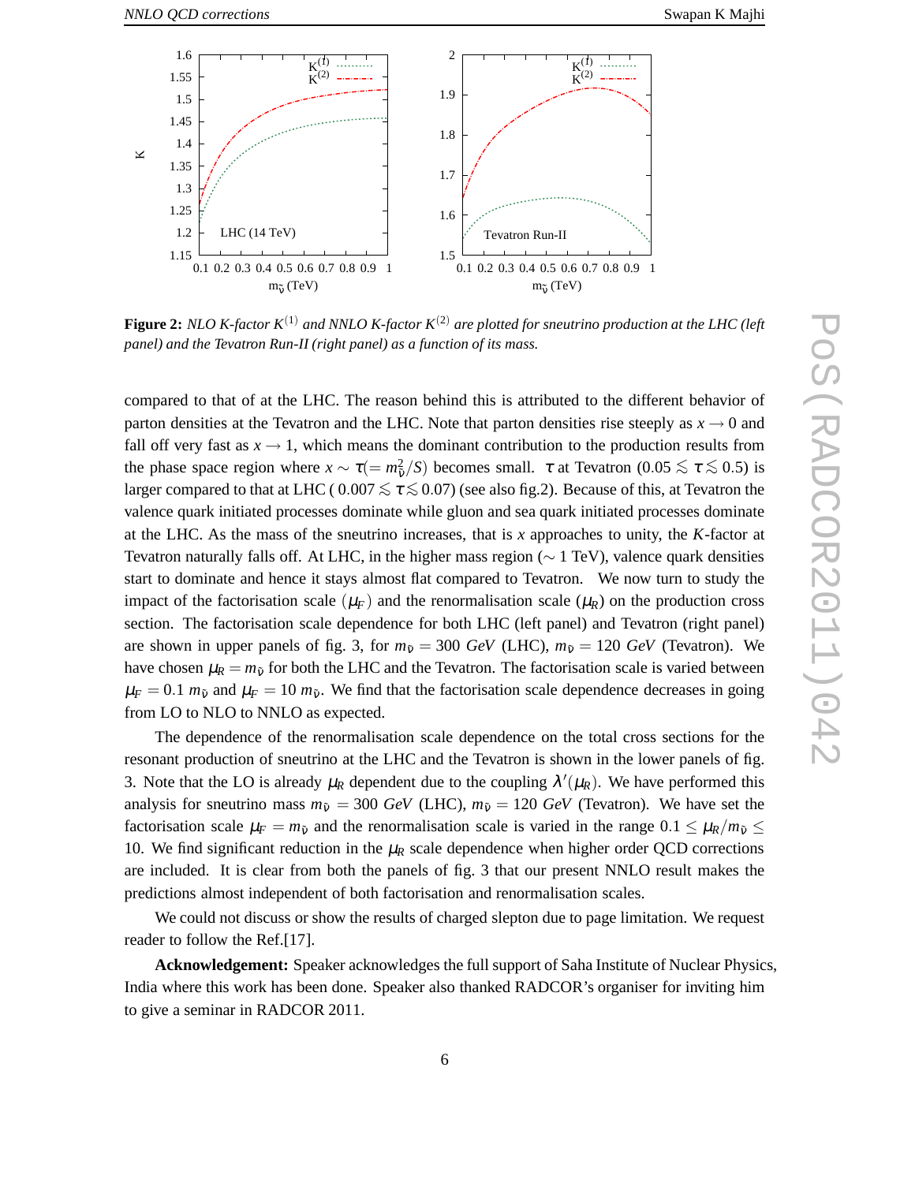**Figure 2:** *NLO K-factor $K^{(1)}$ and NNLO K-factor $K^{(2)}$ are plotted for sneutrino production at the LHC (left panel) and the Tevatron Run-II (right panel) as a function of its mass.*

compared to that of at the LHC. The reason behind this is attributed to the different behavior of parton densities at the Tevatron and the LHC. Note that parton densities rise steeply as $x \to 0$ and fall off very fast as $x \to 1$, which means the dominant contribution to the production results from the phase space region where $x \sim \tau (= m_{\tilde{\nu}}^2/S)$ becomes small. $\tau$ at Tevatron ($0.05 \lesssim \tau \lesssim 0.5$) is larger compared to that at LHC ( $0.007 \lesssim \tau \lesssim 0.07$) (see also fig.2). Because of this, at Tevatron the valence quark initiated processes dominate while gluon and sea quark initiated processes dominate at the LHC. As the mass of the sneutrino increases, that is $x$ approaches to unity, the $K$-factor at Tevatron naturally falls off. At LHC, in the higher mass region ($\sim$ 1 TeV), valence quark densities start to dominate and hence it stays almost flat compared to Tevatron. We now turn to study the impact of the factorisation scale ($\mu_F$) and the renormalisation scale ($\mu_R$) on the production cross section. The factorisation scale dependence for both LHC (left panel) and Tevatron (right panel) are shown in upper panels of fig. 3, for $m_{\tilde{\nu}} = 300$ *GeV* (LHC), $m_{\tilde{\nu}} = 120$ *GeV* (Tevatron). We have chosen $\mu_R = m_{\tilde{\nu}}$ for both the LHC and the Tevatron. The factorisation scale is varied between $\mu_F = 0.1\ m_{\tilde{\nu}}$ and $\mu_F = 10\ m_{\tilde{\nu}}$. We find that the factorisation scale dependence decreases in going from LO to NLO to NNLO as expected.

The dependence of the renormalisation scale dependence on the total cross sections for the resonant production of sneutrino at the LHC and the Tevatron is shown in the lower panels of fig. 3. Note that the LO is already $\mu_R$ dependent due to the coupling $\lambda'(\mu_R)$. We have performed this analysis for sneutrino mass $m_{\tilde{\nu}} = 300$ *GeV* (LHC), $m_{\tilde{\nu}} = 120$ *GeV* (Tevatron). We have set the factorisation scale $\mu_F = m_{\tilde{\nu}}$ and the renormalisation scale is varied in the range $0.1 \leq \mu_R/m_{\tilde{\nu}} \leq 10$. We find significant reduction in the $\mu_R$ scale dependence when higher order QCD corrections are included. It is clear from both the panels of fig. 3 that our present NNLO result makes the predictions almost independent of both factorisation and renormalisation scales.

We could not discuss or show the results of charged slepton due to page limitation. We request reader to follow the Ref.[17].

**Acknowledgement:** Speaker acknowledges the full support of Saha Institute of Nuclear Physics, India where this work has been done. Speaker also thanked RADCOR's organiser for inviting him to give a seminar in RADCOR 2011.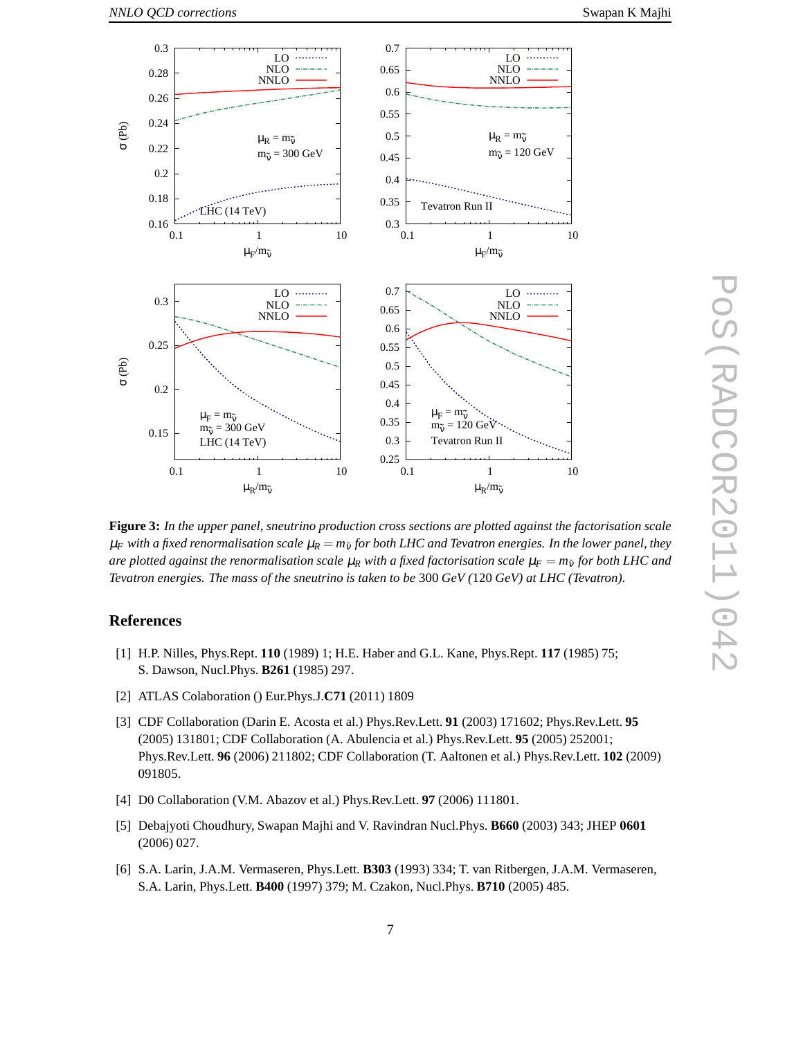**Figure 3:** *In the upper panel, sneutrino production cross sections are plotted against the factorisation scale $\mu_F$ with a fixed renormalisation scale $\mu_R = m_{\tilde{\nu}}$ for both LHC and Tevatron energies. In the lower panel, they are plotted against the renormalisation scale $\mu_R$ with a fixed factorisation scale $\mu_F = m_{\tilde{\nu}}$ for both LHC and Tevatron energies. The mass of the sneutrino is taken to be* 300 *GeV (*120 *GeV) at LHC (Tevatron).*

## References

[1] H.P. Nilles, Phys.Rept. **110** (1989) 1; H.E. Haber and G.L. Kane, Phys.Rept. **117** (1985) 75; S. Dawson, Nucl.Phys. **B261** (1985) 297.

[2] ATLAS Colaboration () Eur.Phys.J.**C71** (2011) 1809

[3] CDF Collaboration (Darin E. Acosta et al.) Phys.Rev.Lett. **91** (2003) 171602; Phys.Rev.Lett. **95** (2005) 131801; CDF Collaboration (A. Abulencia et al.) Phys.Rev.Lett. **95** (2005) 252001; Phys.Rev.Lett. **96** (2006) 211802; CDF Collaboration (T. Aaltonen et al.) Phys.Rev.Lett. **102** (2009) 091805.

[4] D0 Collaboration (V.M. Abazov et al.) Phys.Rev.Lett. **97** (2006) 111801.

[5] Debajyoti Choudhury, Swapan Majhi and V. Ravindran Nucl.Phys. **B660** (2003) 343; JHEP **0601** (2006) 027.

[6] S.A. Larin, J.A.M. Vermaseren, Phys.Lett. **B303** (1993) 334; T. van Ritbergen, J.A.M. Vermaseren, S.A. Larin, Phys.Lett. **B400** (1997) 379; M. Czakon, Nucl.Phys. **B710** (2005) 485.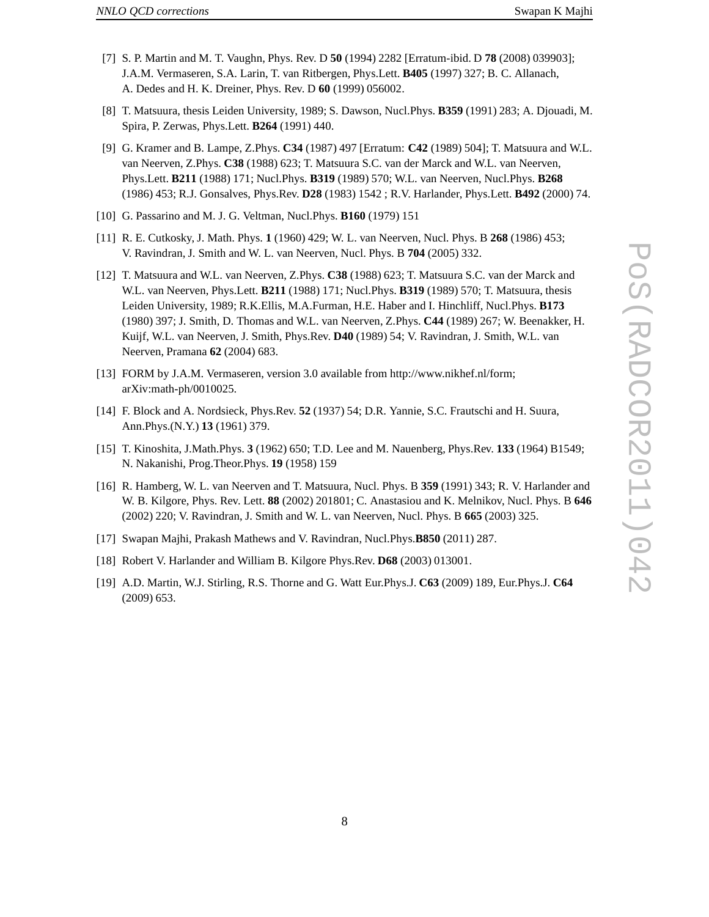[7] S. P. Martin and M. T. Vaughn, Phys. Rev. D **50** (1994) 2282 [Erratum-ibid. D **78** (2008) 039903]; J.A.M. Vermaseren, S.A. Larin, T. van Ritbergen, Phys.Lett. **B405** (1997) 327; B. C. Allanach, A. Dedes and H. K. Dreiner, Phys. Rev. D **60** (1999) 056002.

[8] T. Matsuura, thesis Leiden University, 1989; S. Dawson, Nucl.Phys. **B359** (1991) 283; A. Djouadi, M. Spira, P. Zerwas, Phys.Lett. **B264** (1991) 440.

[9] G. Kramer and B. Lampe, Z.Phys. **C34** (1987) 497 [Erratum: **C42** (1989) 504]; T. Matsuura and W.L. van Neerven, Z.Phys. **C38** (1988) 623; T. Matsuura S.C. van der Marck and W.L. van Neerven, Phys.Lett. **B211** (1988) 171; Nucl.Phys. **B319** (1989) 570; W.L. van Neerven, Nucl.Phys. **B268** (1986) 453; R.J. Gonsalves, Phys.Rev. **D28** (1983) 1542 ; R.V. Harlander, Phys.Lett. **B492** (2000) 74.

[10] G. Passarino and M. J. G. Veltman, Nucl.Phys. **B160** (1979) 151

[11] R. E. Cutkosky, J. Math. Phys. **1** (1960) 429; W. L. van Neerven, Nucl. Phys. B **268** (1986) 453; V. Ravindran, J. Smith and W. L. van Neerven, Nucl. Phys. B **704** (2005) 332.

[12] T. Matsuura and W.L. van Neerven, Z.Phys. **C38** (1988) 623; T. Matsuura S.C. van der Marck and W.L. van Neerven, Phys.Lett. **B211** (1988) 171; Nucl.Phys. **B319** (1989) 570; T. Matsuura, thesis Leiden University, 1989; R.K.Ellis, M.A.Furman, H.E. Haber and I. Hinchliff, Nucl.Phys. **B173** (1980) 397; J. Smith, D. Thomas and W.L. van Neerven, Z.Phys. **C44** (1989) 267; W. Beenakker, H. Kuijf, W.L. van Neerven, J. Smith, Phys.Rev. **D40** (1989) 54; V. Ravindran, J. Smith, W.L. van Neerven, Pramana **62** (2004) 683.

[13] FORM by J.A.M. Vermaseren, version 3.0 available from http://www.nikhef.nl/form; arXiv:math-ph/0010025.

[14] F. Block and A. Nordsieck, Phys.Rev. **52** (1937) 54; D.R. Yannie, S.C. Frautschi and H. Suura, Ann.Phys.(N.Y.) **13** (1961) 379.

[15] T. Kinoshita, J.Math.Phys. **3** (1962) 650; T.D. Lee and M. Nauenberg, Phys.Rev. **133** (1964) B1549; N. Nakanishi, Prog.Theor.Phys. **19** (1958) 159

[16] R. Hamberg, W. L. van Neerven and T. Matsuura, Nucl. Phys. B **359** (1991) 343; R. V. Harlander and W. B. Kilgore, Phys. Rev. Lett. **88** (2002) 201801; C. Anastasiou and K. Melnikov, Nucl. Phys. B **646** (2002) 220; V. Ravindran, J. Smith and W. L. van Neerven, Nucl. Phys. B **665** (2003) 325.

[17] Swapan Majhi, Prakash Mathews and V. Ravindran, Nucl.Phys.**B850** (2011) 287.

[18] Robert V. Harlander and William B. Kilgore Phys.Rev. **D68** (2003) 013001.

[19] A.D. Martin, W.J. Stirling, R.S. Thorne and G. Watt Eur.Phys.J. **C63** (2009) 189, Eur.Phys.J. **C64** (2009) 653.